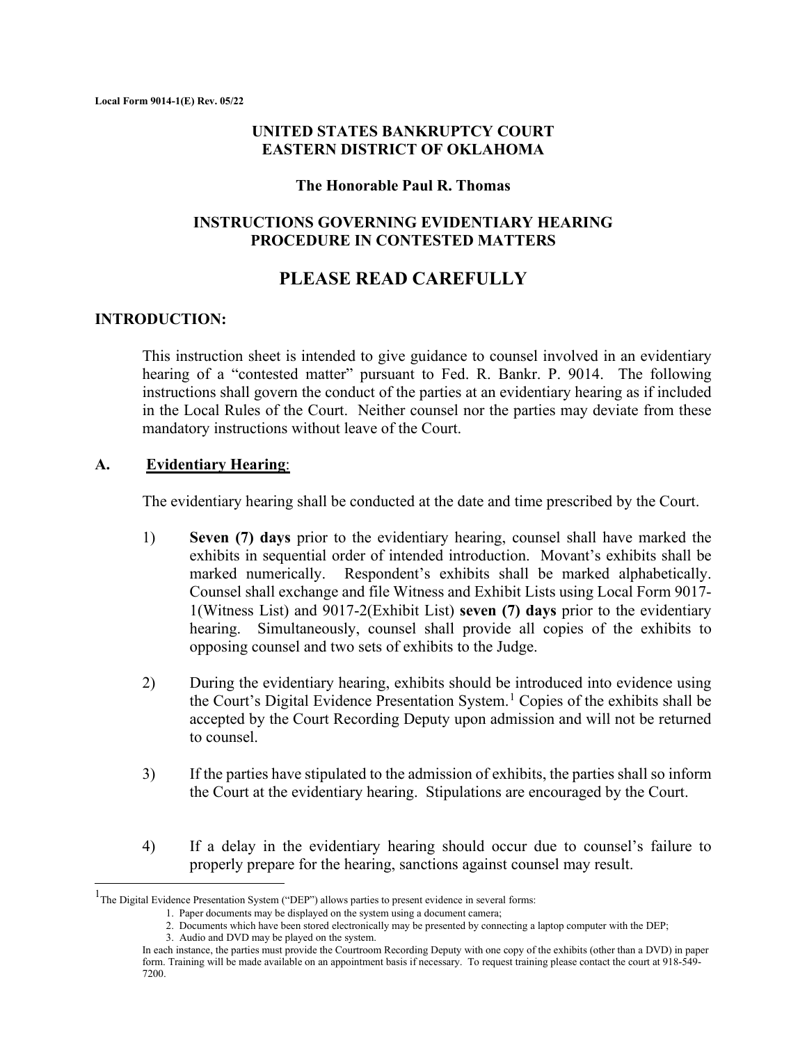**Local Form 9014-1(E) Rev. 05/22**

**UNITED STATES BANKRUPTCY COURT**
**EASTERN DISTRICT OF OKLAHOMA**

**The Honorable Paul R. Thomas**

**INSTRUCTIONS GOVERNING EVIDENTIARY HEARING PROCEDURE IN CONTESTED MATTERS**

# PLEASE READ CAREFULLY

## INTRODUCTION:

This instruction sheet is intended to give guidance to counsel involved in an evidentiary hearing of a "contested matter" pursuant to Fed. R. Bankr. P. 9014. The following instructions shall govern the conduct of the parties at an evidentiary hearing as if included in the Local Rules of the Court. Neither counsel nor the parties may deviate from these mandatory instructions without leave of the Court.

## A. Evidentiary Hearing:

The evidentiary hearing shall be conducted at the date and time prescribed by the Court.

1) **Seven (7) days** prior to the evidentiary hearing, counsel shall have marked the exhibits in sequential order of intended introduction. Movant's exhibits shall be marked numerically. Respondent's exhibits shall be marked alphabetically. Counsel shall exchange and file Witness and Exhibit Lists using Local Form 9017-1(Witness List) and 9017-2(Exhibit List) **seven (7) days** prior to the evidentiary hearing. Simultaneously, counsel shall provide all copies of the exhibits to opposing counsel and two sets of exhibits to the Judge.

2) During the evidentiary hearing, exhibits should be introduced into evidence using the Court's Digital Evidence Presentation System.[1] Copies of the exhibits shall be accepted by the Court Recording Deputy upon admission and will not be returned to counsel.

3) If the parties have stipulated to the admission of exhibits, the parties shall so inform the Court at the evidentiary hearing. Stipulations are encouraged by the Court.

4) If a delay in the evidentiary hearing should occur due to counsel's failure to properly prepare for the hearing, sanctions against counsel may result.

---

[1] The Digital Evidence Presentation System ("DEP") allows parties to present evidence in several forms:

1. Paper documents may be displayed on the system using a document camera;
2. Documents which have been stored electronically may be presented by connecting a laptop computer with the DEP;
3. Audio and DVD may be played on the system.

In each instance, the parties must provide the Courtroom Recording Deputy with one copy of the exhibits (other than a DVD) in paper form. Training will be made available on an appointment basis if necessary. To request training please contact the court at 918-549-7200.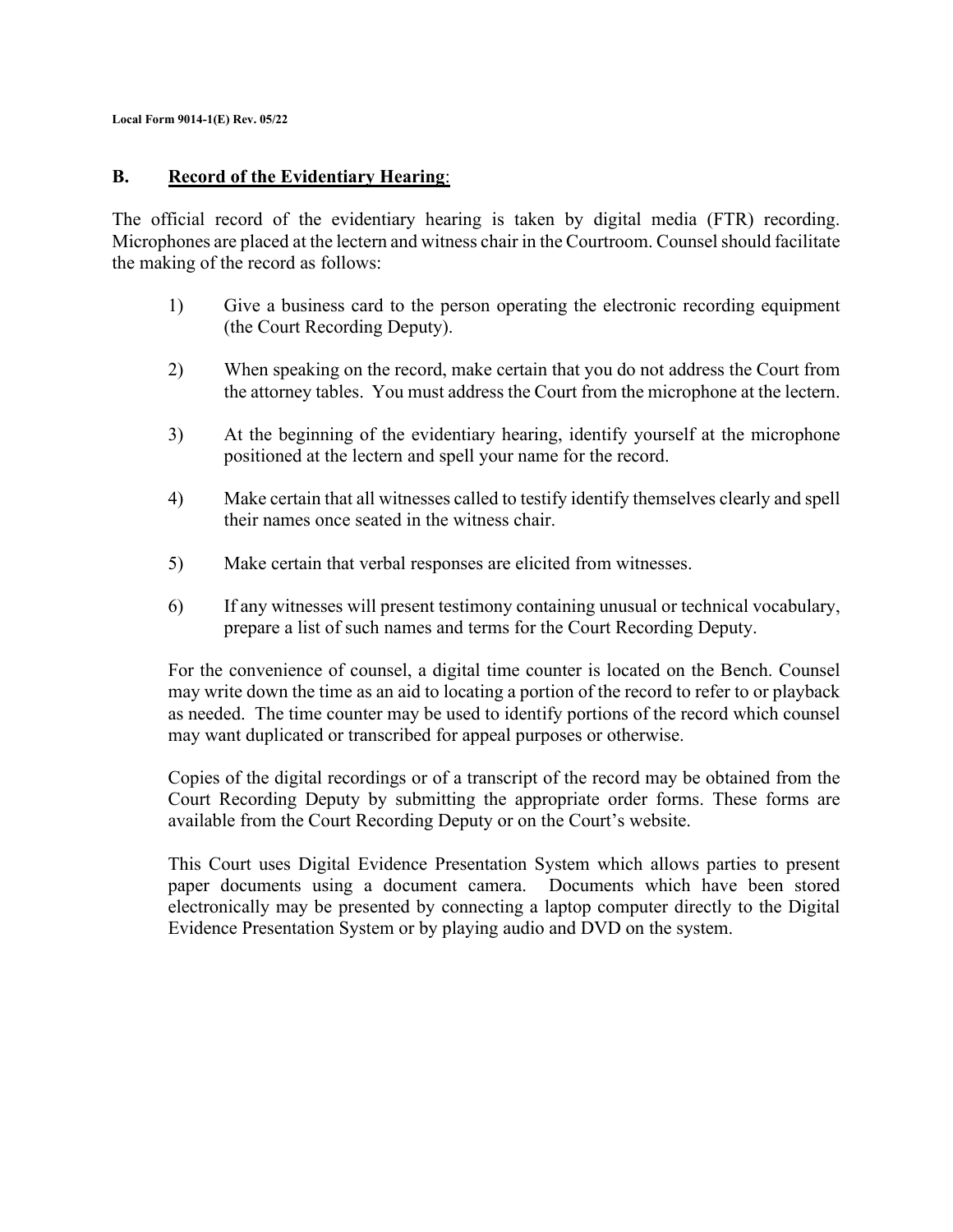Local Form 9014-1(E) Rev. 05/22

## B. Record of the Evidentiary Hearing:

The official record of the evidentiary hearing is taken by digital media (FTR) recording. Microphones are placed at the lectern and witness chair in the Courtroom. Counsel should facilitate the making of the record as follows:

1) Give a business card to the person operating the electronic recording equipment (the Court Recording Deputy).

2) When speaking on the record, make certain that you do not address the Court from the attorney tables. You must address the Court from the microphone at the lectern.

3) At the beginning of the evidentiary hearing, identify yourself at the microphone positioned at the lectern and spell your name for the record.

4) Make certain that all witnesses called to testify identify themselves clearly and spell their names once seated in the witness chair.

5) Make certain that verbal responses are elicited from witnesses.

6) If any witnesses will present testimony containing unusual or technical vocabulary, prepare a list of such names and terms for the Court Recording Deputy.

For the convenience of counsel, a digital time counter is located on the Bench. Counsel may write down the time as an aid to locating a portion of the record to refer to or playback as needed. The time counter may be used to identify portions of the record which counsel may want duplicated or transcribed for appeal purposes or otherwise.

Copies of the digital recordings or of a transcript of the record may be obtained from the Court Recording Deputy by submitting the appropriate order forms. These forms are available from the Court Recording Deputy or on the Court's website.

This Court uses Digital Evidence Presentation System which allows parties to present paper documents using a document camera. Documents which have been stored electronically may be presented by connecting a laptop computer directly to the Digital Evidence Presentation System or by playing audio and DVD on the system.